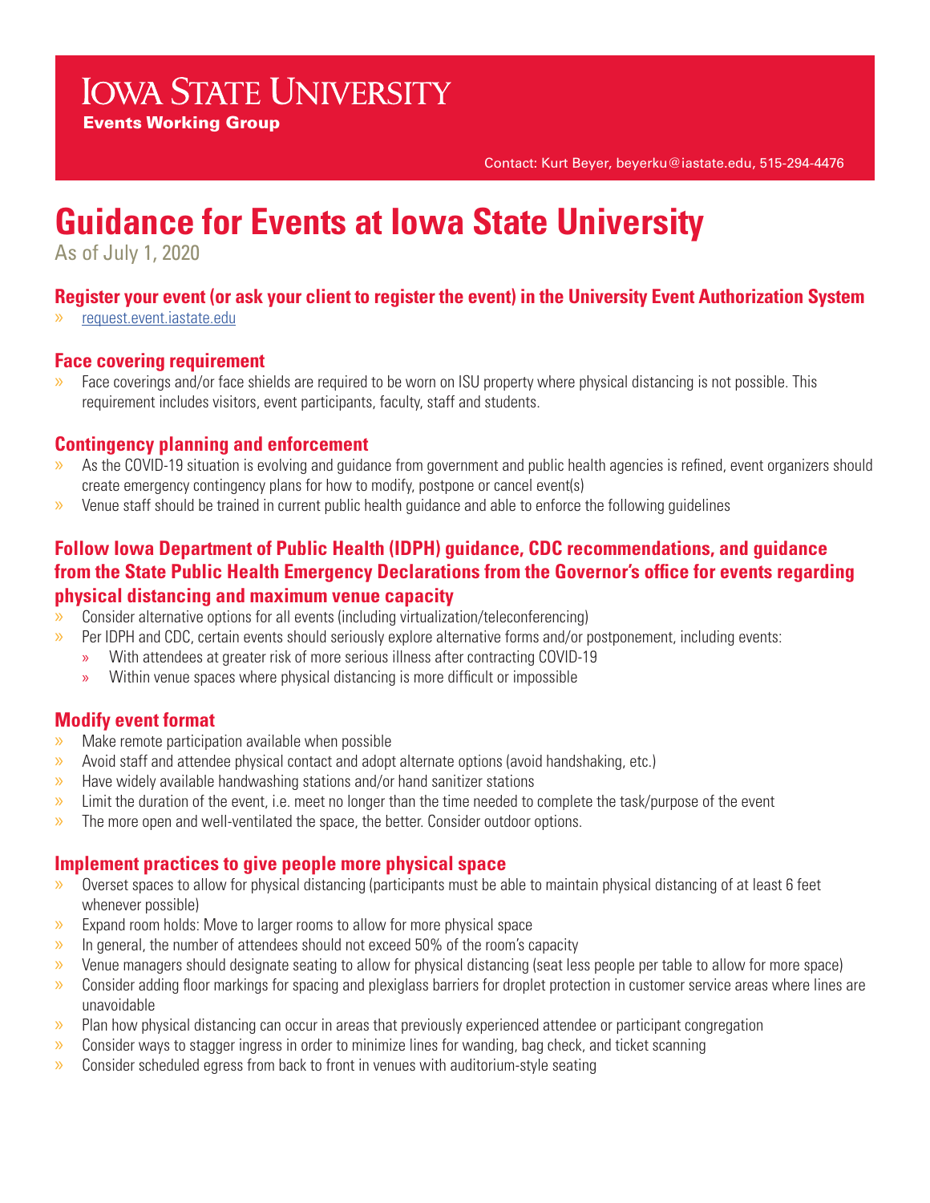# Iowa State University

**Events Working Group**

Contact: Kurt Beyer, beyerku@iastate.edu, 515-294-4476

# Guidance for Events at Iowa State University

As of July 1, 2020

## Register your event (or ask your client to register the event) in the University Event Authorization System

- request.event.iastate.edu

## Face covering requirement

- Face coverings and/or face shields are required to be worn on ISU property where physical distancing is not possible. This requirement includes visitors, event participants, faculty, staff and students.

## Contingency planning and enforcement

- As the COVID-19 situation is evolving and guidance from government and public health agencies is refined, event organizers should create emergency contingency plans for how to modify, postpone or cancel event(s)
- Venue staff should be trained in current public health guidance and able to enforce the following guidelines

## Follow Iowa Department of Public Health (IDPH) guidance, CDC recommendations, and guidance from the State Public Health Emergency Declarations from the Governor's office for events regarding physical distancing and maximum venue capacity

- Consider alternative options for all events (including virtualization/teleconferencing)
- Per IDPH and CDC, certain events should seriously explore alternative forms and/or postponement, including events:
  - With attendees at greater risk of more serious illness after contracting COVID-19
  - Within venue spaces where physical distancing is more difficult or impossible

## Modify event format

- Make remote participation available when possible
- Avoid staff and attendee physical contact and adopt alternate options (avoid handshaking, etc.)
- Have widely available handwashing stations and/or hand sanitizer stations
- Limit the duration of the event, i.e. meet no longer than the time needed to complete the task/purpose of the event
- The more open and well-ventilated the space, the better. Consider outdoor options.

## Implement practices to give people more physical space

- Overset spaces to allow for physical distancing (participants must be able to maintain physical distancing of at least 6 feet whenever possible)
- Expand room holds: Move to larger rooms to allow for more physical space
- In general, the number of attendees should not exceed 50% of the room's capacity
- Venue managers should designate seating to allow for physical distancing (seat less people per table to allow for more space)
- Consider adding floor markings for spacing and plexiglass barriers for droplet protection in customer service areas where lines are unavoidable
- Plan how physical distancing can occur in areas that previously experienced attendee or participant congregation
- Consider ways to stagger ingress in order to minimize lines for wanding, bag check, and ticket scanning
- Consider scheduled egress from back to front in venues with auditorium-style seating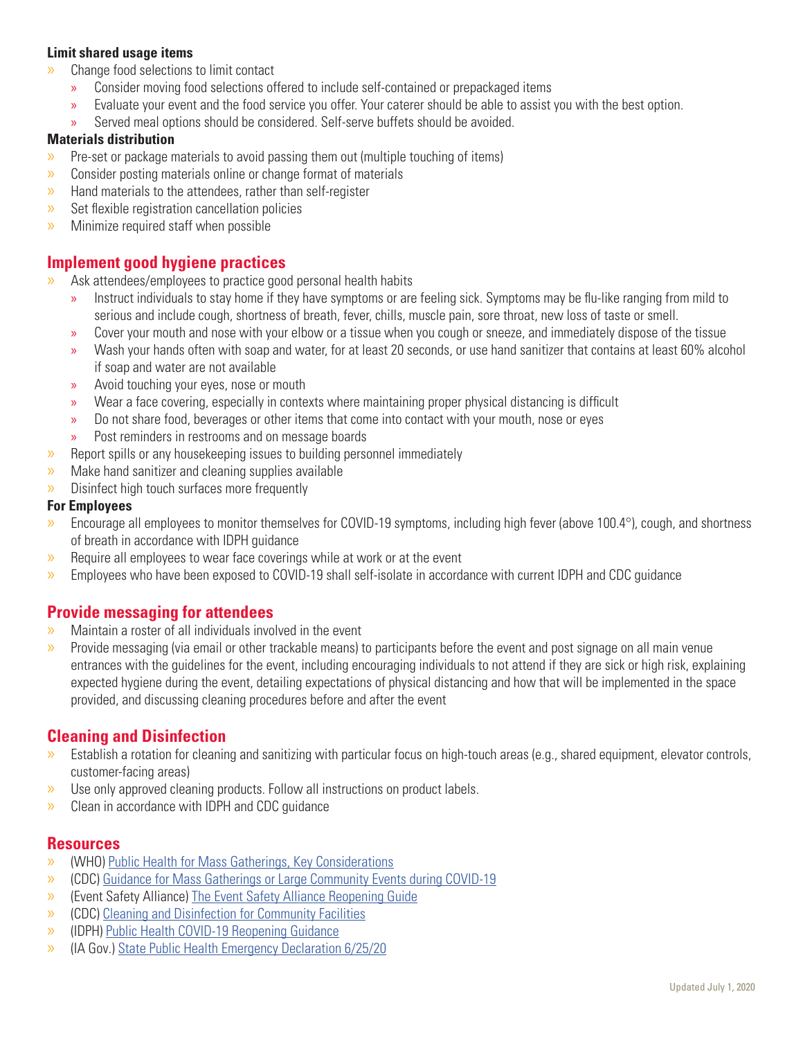**Limit shared usage items**

- Change food selections to limit contact
  - Consider moving food selections offered to include self-contained or prepackaged items
  - Evaluate your event and the food service you offer. Your caterer should be able to assist you with the best option.
  - Served meal options should be considered. Self-serve buffets should be avoided.

**Materials distribution**

- Pre-set or package materials to avoid passing them out (multiple touching of items)
- Consider posting materials online or change format of materials
- Hand materials to the attendees, rather than self-register
- Set flexible registration cancellation policies
- Minimize required staff when possible

## Implement good hygiene practices

- Ask attendees/employees to practice good personal health habits
  - Instruct individuals to stay home if they have symptoms or are feeling sick. Symptoms may be flu-like ranging from mild to serious and include cough, shortness of breath, fever, chills, muscle pain, sore throat, new loss of taste or smell.
  - Cover your mouth and nose with your elbow or a tissue when you cough or sneeze, and immediately dispose of the tissue
  - Wash your hands often with soap and water, for at least 20 seconds, or use hand sanitizer that contains at least 60% alcohol if soap and water are not available
  - Avoid touching your eyes, nose or mouth
  - Wear a face covering, especially in contexts where maintaining proper physical distancing is difficult
  - Do not share food, beverages or other items that come into contact with your mouth, nose or eyes
  - Post reminders in restrooms and on message boards
- Report spills or any housekeeping issues to building personnel immediately
- Make hand sanitizer and cleaning supplies available
- Disinfect high touch surfaces more frequently

**For Employees**

- Encourage all employees to monitor themselves for COVID-19 symptoms, including high fever (above 100.4°), cough, and shortness of breath in accordance with IDPH guidance
- Require all employees to wear face coverings while at work or at the event
- Employees who have been exposed to COVID-19 shall self-isolate in accordance with current IDPH and CDC guidance

## Provide messaging for attendees

- Maintain a roster of all individuals involved in the event
- Provide messaging (via email or other trackable means) to participants before the event and post signage on all main venue entrances with the guidelines for the event, including encouraging individuals to not attend if they are sick or high risk, explaining expected hygiene during the event, detailing expectations of physical distancing and how that will be implemented in the space provided, and discussing cleaning procedures before and after the event

## Cleaning and Disinfection

- Establish a rotation for cleaning and sanitizing with particular focus on high-touch areas (e.g., shared equipment, elevator controls, customer-facing areas)
- Use only approved cleaning products. Follow all instructions on product labels.
- Clean in accordance with IDPH and CDC guidance

## Resources

- (WHO) Public Health for Mass Gatherings, Key Considerations
- (CDC) Guidance for Mass Gatherings or Large Community Events during COVID-19
- (Event Safety Alliance) The Event Safety Alliance Reopening Guide
- (CDC) Cleaning and Disinfection for Community Facilities
- (IDPH) Public Health COVID-19 Reopening Guidance
- (IA Gov.) State Public Health Emergency Declaration 6/25/20

Updated July 1, 2020